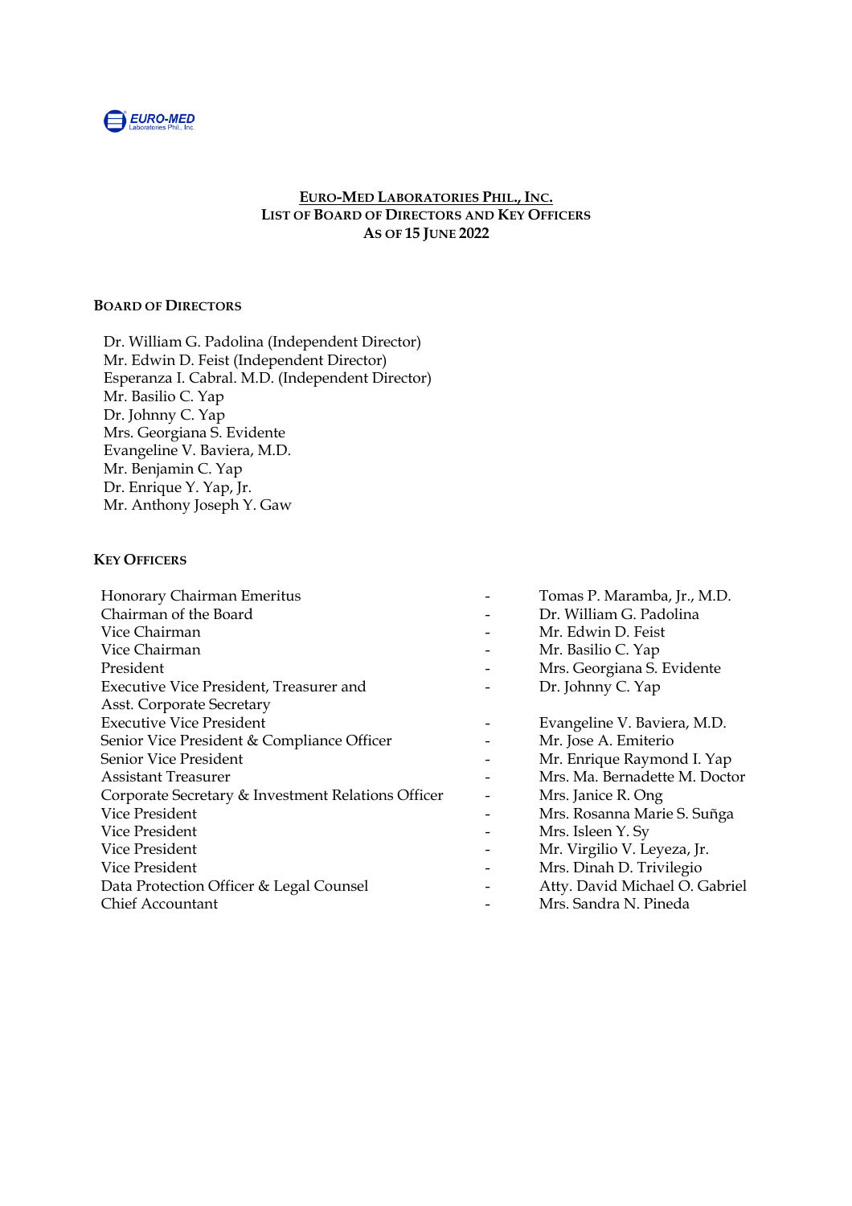EURO-MED Laboratories Phil., Inc.

# EURO-MED LABORATORIES PHIL., INC.
## LIST OF BOARD OF DIRECTORS AND KEY OFFICERS
## AS OF 15 JUNE 2022

### BOARD OF DIRECTORS

Dr. William G. Padolina (Independent Director)
Mr. Edwin D. Feist (Independent Director)
Esperanza I. Cabral. M.D. (Independent Director)
Mr. Basilio C. Yap
Dr. Johnny C. Yap
Mrs. Georgiana S. Evidente
Evangeline V. Baviera, M.D.
Mr. Benjamin C. Yap
Dr. Enrique Y. Yap, Jr.
Mr. Anthony Joseph Y. Gaw

### KEY OFFICERS

| Position | | Name |
|---|---|---|
| Honorary Chairman Emeritus | - | Tomas P. Maramba, Jr., M.D. |
| Chairman of the Board | - | Dr. William G. Padolina |
| Vice Chairman | - | Mr. Edwin D. Feist |
| Vice Chairman | - | Mr. Basilio C. Yap |
| President | - | Mrs. Georgiana S. Evidente |
| Executive Vice President, Treasurer and Asst. Corporate Secretary | - | Dr. Johnny C. Yap |
| Executive Vice President | - | Evangeline V. Baviera, M.D. |
| Senior Vice President & Compliance Officer | - | Mr. Jose A. Emiterio |
| Senior Vice President | - | Mr. Enrique Raymond I. Yap |
| Assistant Treasurer | - | Mrs. Ma. Bernadette M. Doctor |
| Corporate Secretary & Investment Relations Officer | - | Mrs. Janice R. Ong |
| Vice President | - | Mrs. Rosanna Marie S. Suñga |
| Vice President | - | Mrs. Isleen Y. Sy |
| Vice President | - | Mr. Virgilio V. Leyeza, Jr. |
| Vice President | - | Mrs. Dinah D. Trivilegio |
| Data Protection Officer & Legal Counsel | - | Atty. David Michael O. Gabriel |
| Chief Accountant | - | Mrs. Sandra N. Pineda |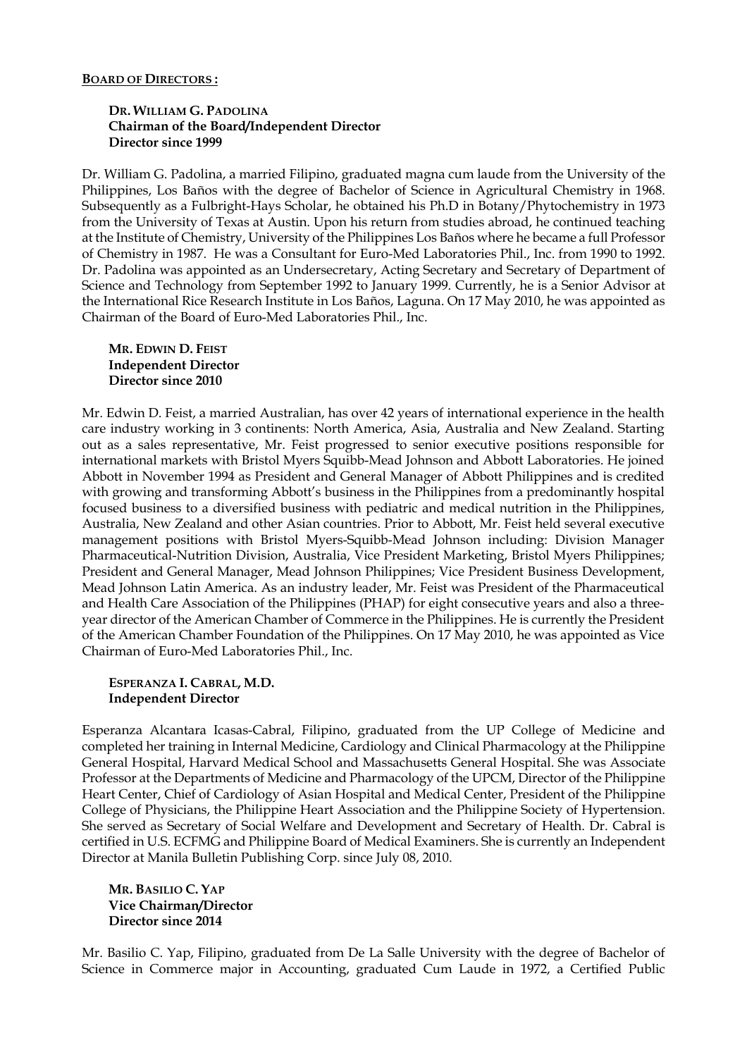**BOARD OF DIRECTORS :**

**DR. WILLIAM G. PADOLINA**
**Chairman of the Board/Independent Director**
**Director since 1999**

Dr. William G. Padolina, a married Filipino, graduated magna cum laude from the University of the Philippines, Los Baños with the degree of Bachelor of Science in Agricultural Chemistry in 1968. Subsequently as a Fulbright-Hays Scholar, he obtained his Ph.D in Botany/Phytochemistry in 1973 from the University of Texas at Austin. Upon his return from studies abroad, he continued teaching at the Institute of Chemistry, University of the Philippines Los Baños where he became a full Professor of Chemistry in 1987. He was a Consultant for Euro-Med Laboratories Phil., Inc. from 1990 to 1992. Dr. Padolina was appointed as an Undersecretary, Acting Secretary and Secretary of Department of Science and Technology from September 1992 to January 1999. Currently, he is a Senior Advisor at the International Rice Research Institute in Los Baños, Laguna. On 17 May 2010, he was appointed as Chairman of the Board of Euro-Med Laboratories Phil., Inc.

**MR. EDWIN D. FEIST**
**Independent Director**
**Director since 2010**

Mr. Edwin D. Feist, a married Australian, has over 42 years of international experience in the health care industry working in 3 continents: North America, Asia, Australia and New Zealand. Starting out as a sales representative, Mr. Feist progressed to senior executive positions responsible for international markets with Bristol Myers Squibb-Mead Johnson and Abbott Laboratories. He joined Abbott in November 1994 as President and General Manager of Abbott Philippines and is credited with growing and transforming Abbott's business in the Philippines from a predominantly hospital focused business to a diversified business with pediatric and medical nutrition in the Philippines, Australia, New Zealand and other Asian countries. Prior to Abbott, Mr. Feist held several executive management positions with Bristol Myers-Squibb-Mead Johnson including: Division Manager Pharmaceutical-Nutrition Division, Australia, Vice President Marketing, Bristol Myers Philippines; President and General Manager, Mead Johnson Philippines; Vice President Business Development, Mead Johnson Latin America. As an industry leader, Mr. Feist was President of the Pharmaceutical and Health Care Association of the Philippines (PHAP) for eight consecutive years and also a three-year director of the American Chamber of Commerce in the Philippines. He is currently the President of the American Chamber Foundation of the Philippines. On 17 May 2010, he was appointed as Vice Chairman of Euro-Med Laboratories Phil., Inc.

**ESPERANZA I. CABRAL, M.D.**
**Independent Director**

Esperanza Alcantara Icasas-Cabral, Filipino, graduated from the UP College of Medicine and completed her training in Internal Medicine, Cardiology and Clinical Pharmacology at the Philippine General Hospital, Harvard Medical School and Massachusetts General Hospital. She was Associate Professor at the Departments of Medicine and Pharmacology of the UPCM, Director of the Philippine Heart Center, Chief of Cardiology of Asian Hospital and Medical Center, President of the Philippine College of Physicians, the Philippine Heart Association and the Philippine Society of Hypertension. She served as Secretary of Social Welfare and Development and Secretary of Health. Dr. Cabral is certified in U.S. ECFMG and Philippine Board of Medical Examiners. She is currently an Independent Director at Manila Bulletin Publishing Corp. since July 08, 2010.

**MR. BASILIO C. YAP**
**Vice Chairman/Director**
**Director since 2014**

Mr. Basilio C. Yap, Filipino, graduated from De La Salle University with the degree of Bachelor of Science in Commerce major in Accounting, graduated Cum Laude in 1972, a Certified Public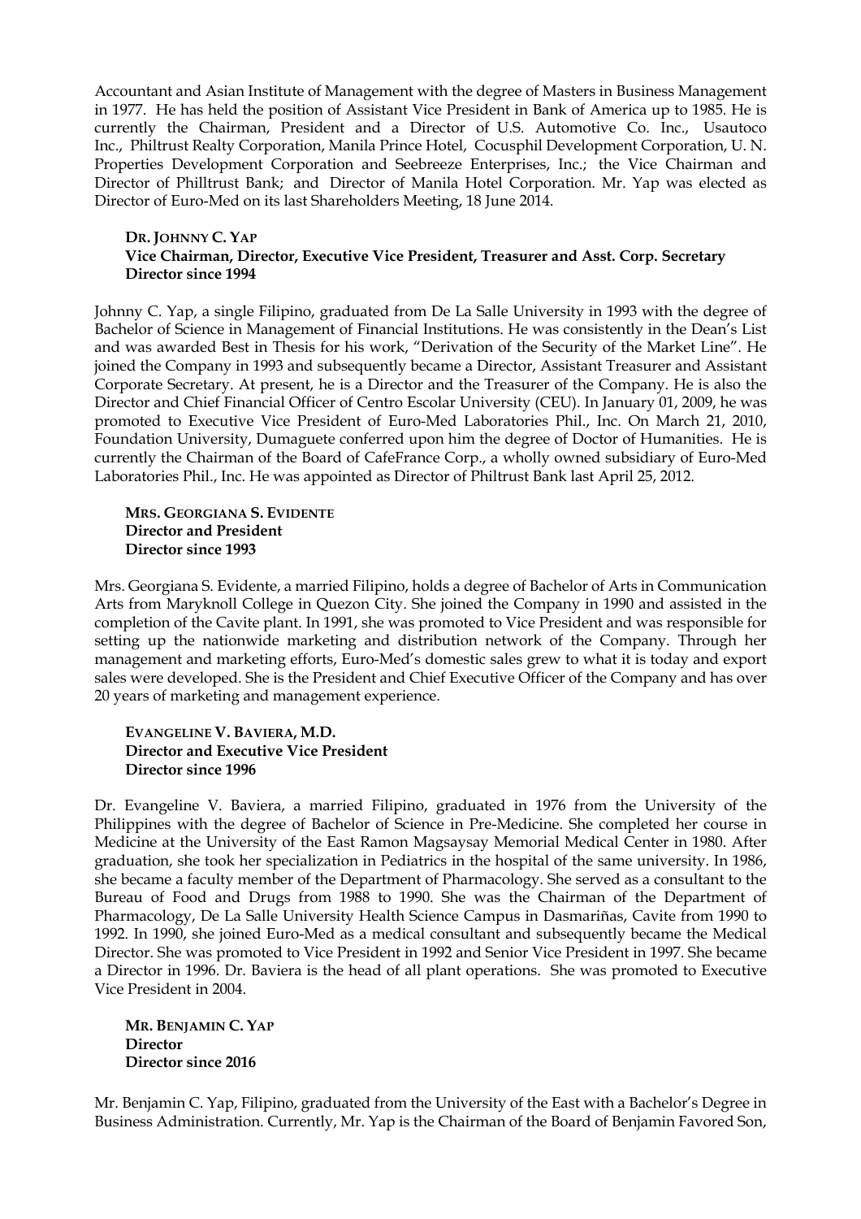Accountant and Asian Institute of Management with the degree of Masters in Business Management in 1977. He has held the position of Assistant Vice President in Bank of America up to 1985. He is currently the Chairman, President and a Director of U.S. Automotive Co. Inc., Usautoco Inc., Philtrust Realty Corporation, Manila Prince Hotel, Cocusphil Development Corporation, U. N. Properties Development Corporation and Seebreeze Enterprises, Inc.; the Vice Chairman and Director of Philltrust Bank; and Director of Manila Hotel Corporation. Mr. Yap was elected as Director of Euro-Med on its last Shareholders Meeting, 18 June 2014.

**DR. JOHNNY C. YAP**
**Vice Chairman, Director, Executive Vice President, Treasurer and Asst. Corp. Secretary**
**Director since 1994**

Johnny C. Yap, a single Filipino, graduated from De La Salle University in 1993 with the degree of Bachelor of Science in Management of Financial Institutions. He was consistently in the Dean's List and was awarded Best in Thesis for his work, "Derivation of the Security of the Market Line". He joined the Company in 1993 and subsequently became a Director, Assistant Treasurer and Assistant Corporate Secretary. At present, he is a Director and the Treasurer of the Company. He is also the Director and Chief Financial Officer of Centro Escolar University (CEU). In January 01, 2009, he was promoted to Executive Vice President of Euro-Med Laboratories Phil., Inc. On March 21, 2010, Foundation University, Dumaguete conferred upon him the degree of Doctor of Humanities. He is currently the Chairman of the Board of CafeFrance Corp., a wholly owned subsidiary of Euro-Med Laboratories Phil., Inc. He was appointed as Director of Philtrust Bank last April 25, 2012.

**MRS. GEORGIANA S. EVIDENTE**
**Director and President**
**Director since 1993**

Mrs. Georgiana S. Evidente, a married Filipino, holds a degree of Bachelor of Arts in Communication Arts from Maryknoll College in Quezon City. She joined the Company in 1990 and assisted in the completion of the Cavite plant. In 1991, she was promoted to Vice President and was responsible for setting up the nationwide marketing and distribution network of the Company. Through her management and marketing efforts, Euro-Med's domestic sales grew to what it is today and export sales were developed. She is the President and Chief Executive Officer of the Company and has over 20 years of marketing and management experience.

**EVANGELINE V. BAVIERA, M.D.**
**Director and Executive Vice President**
**Director since 1996**

Dr. Evangeline V. Baviera, a married Filipino, graduated in 1976 from the University of the Philippines with the degree of Bachelor of Science in Pre-Medicine. She completed her course in Medicine at the University of the East Ramon Magsaysay Memorial Medical Center in 1980. After graduation, she took her specialization in Pediatrics in the hospital of the same university. In 1986, she became a faculty member of the Department of Pharmacology. She served as a consultant to the Bureau of Food and Drugs from 1988 to 1990. She was the Chairman of the Department of Pharmacology, De La Salle University Health Science Campus in Dasmariñas, Cavite from 1990 to 1992. In 1990, she joined Euro-Med as a medical consultant and subsequently became the Medical Director. She was promoted to Vice President in 1992 and Senior Vice President in 1997. She became a Director in 1996. Dr. Baviera is the head of all plant operations. She was promoted to Executive Vice President in 2004.

**MR. BENJAMIN C. YAP**
**Director**
**Director since 2016**

Mr. Benjamin C. Yap, Filipino, graduated from the University of the East with a Bachelor's Degree in Business Administration. Currently, Mr. Yap is the Chairman of the Board of Benjamin Favored Son,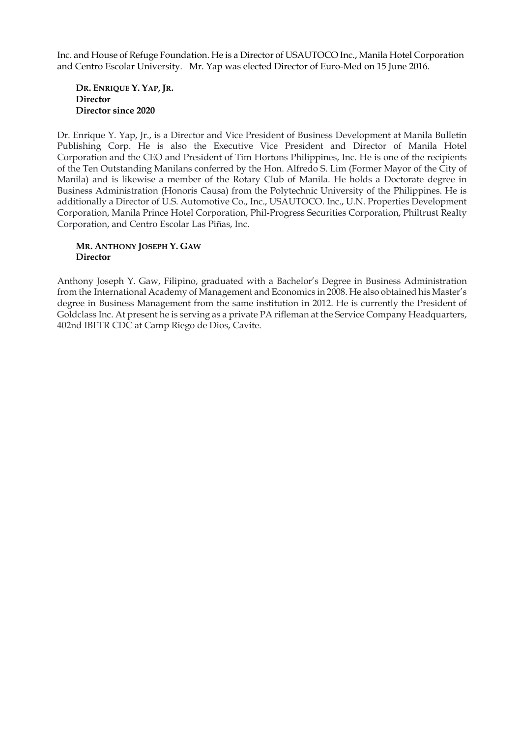Inc. and House of Refuge Foundation. He is a Director of USAUTOCO Inc., Manila Hotel Corporation and Centro Escolar University. Mr. Yap was elected Director of Euro-Med on 15 June 2016.

**DR. ENRIQUE Y. YAP, JR.**
**Director**
**Director since 2020**

Dr. Enrique Y. Yap, Jr., is a Director and Vice President of Business Development at Manila Bulletin Publishing Corp. He is also the Executive Vice President and Director of Manila Hotel Corporation and the CEO and President of Tim Hortons Philippines, Inc. He is one of the recipients of the Ten Outstanding Manilans conferred by the Hon. Alfredo S. Lim (Former Mayor of the City of Manila) and is likewise a member of the Rotary Club of Manila. He holds a Doctorate degree in Business Administration (Honoris Causa) from the Polytechnic University of the Philippines. He is additionally a Director of U.S. Automotive Co., Inc., USAUTOCO. Inc., U.N. Properties Development Corporation, Manila Prince Hotel Corporation, Phil-Progress Securities Corporation, Philtrust Realty Corporation, and Centro Escolar Las Piñas, Inc.

**MR. ANTHONY JOSEPH Y. GAW**
**Director**

Anthony Joseph Y. Gaw, Filipino, graduated with a Bachelor's Degree in Business Administration from the International Academy of Management and Economics in 2008. He also obtained his Master's degree in Business Management from the same institution in 2012. He is currently the President of Goldclass Inc. At present he is serving as a private PA rifleman at the Service Company Headquarters, 402nd IBFTR CDC at Camp Riego de Dios, Cavite.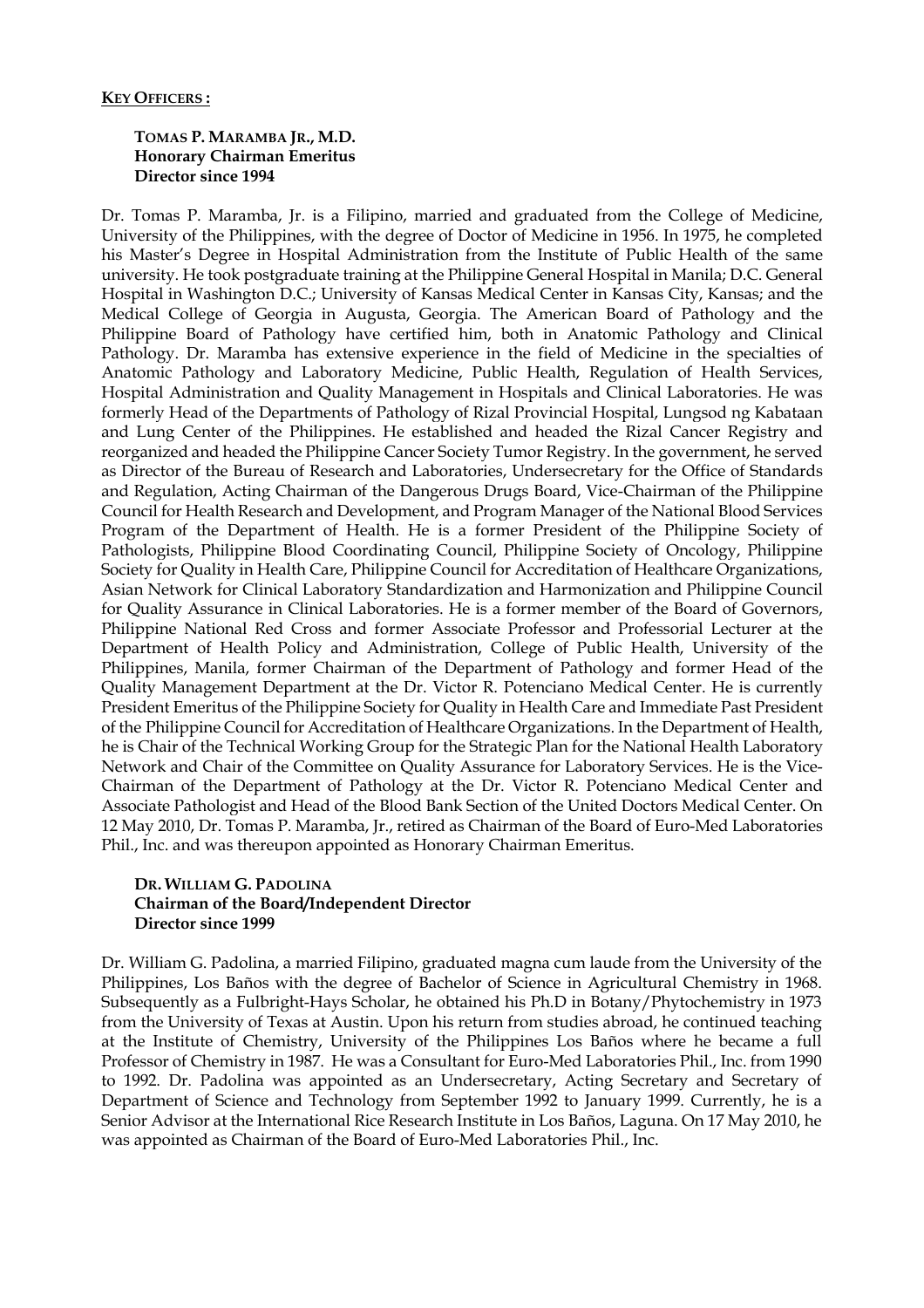**KEY OFFICERS :**

**TOMAS P. MARAMBA JR., M.D.**
**Honorary Chairman Emeritus**
**Director since 1994**

Dr. Tomas P. Maramba, Jr. is a Filipino, married and graduated from the College of Medicine, University of the Philippines, with the degree of Doctor of Medicine in 1956. In 1975, he completed his Master's Degree in Hospital Administration from the Institute of Public Health of the same university. He took postgraduate training at the Philippine General Hospital in Manila; D.C. General Hospital in Washington D.C.; University of Kansas Medical Center in Kansas City, Kansas; and the Medical College of Georgia in Augusta, Georgia. The American Board of Pathology and the Philippine Board of Pathology have certified him, both in Anatomic Pathology and Clinical Pathology. Dr. Maramba has extensive experience in the field of Medicine in the specialties of Anatomic Pathology and Laboratory Medicine, Public Health, Regulation of Health Services, Hospital Administration and Quality Management in Hospitals and Clinical Laboratories. He was formerly Head of the Departments of Pathology of Rizal Provincial Hospital, Lungsod ng Kabataan and Lung Center of the Philippines. He established and headed the Rizal Cancer Registry and reorganized and headed the Philippine Cancer Society Tumor Registry. In the government, he served as Director of the Bureau of Research and Laboratories, Undersecretary for the Office of Standards and Regulation, Acting Chairman of the Dangerous Drugs Board, Vice-Chairman of the Philippine Council for Health Research and Development, and Program Manager of the National Blood Services Program of the Department of Health. He is a former President of the Philippine Society of Pathologists, Philippine Blood Coordinating Council, Philippine Society of Oncology, Philippine Society for Quality in Health Care, Philippine Council for Accreditation of Healthcare Organizations, Asian Network for Clinical Laboratory Standardization and Harmonization and Philippine Council for Quality Assurance in Clinical Laboratories. He is a former member of the Board of Governors, Philippine National Red Cross and former Associate Professor and Professorial Lecturer at the Department of Health Policy and Administration, College of Public Health, University of the Philippines, Manila, former Chairman of the Department of Pathology and former Head of the Quality Management Department at the Dr. Victor R. Potenciano Medical Center. He is currently President Emeritus of the Philippine Society for Quality in Health Care and Immediate Past President of the Philippine Council for Accreditation of Healthcare Organizations. In the Department of Health, he is Chair of the Technical Working Group for the Strategic Plan for the National Health Laboratory Network and Chair of the Committee on Quality Assurance for Laboratory Services. He is the Vice-Chairman of the Department of Pathology at the Dr. Victor R. Potenciano Medical Center and Associate Pathologist and Head of the Blood Bank Section of the United Doctors Medical Center. On 12 May 2010, Dr. Tomas P. Maramba, Jr., retired as Chairman of the Board of Euro-Med Laboratories Phil., Inc. and was thereupon appointed as Honorary Chairman Emeritus.

**DR. WILLIAM G. PADOLINA**
**Chairman of the Board/Independent Director**
**Director since 1999**

Dr. William G. Padolina, a married Filipino, graduated magna cum laude from the University of the Philippines, Los Baños with the degree of Bachelor of Science in Agricultural Chemistry in 1968. Subsequently as a Fulbright-Hays Scholar, he obtained his Ph.D in Botany/Phytochemistry in 1973 from the University of Texas at Austin. Upon his return from studies abroad, he continued teaching at the Institute of Chemistry, University of the Philippines Los Baños where he became a full Professor of Chemistry in 1987. He was a Consultant for Euro-Med Laboratories Phil., Inc. from 1990 to 1992. Dr. Padolina was appointed as an Undersecretary, Acting Secretary and Secretary of Department of Science and Technology from September 1992 to January 1999. Currently, he is a Senior Advisor at the International Rice Research Institute in Los Baños, Laguna. On 17 May 2010, he was appointed as Chairman of the Board of Euro-Med Laboratories Phil., Inc.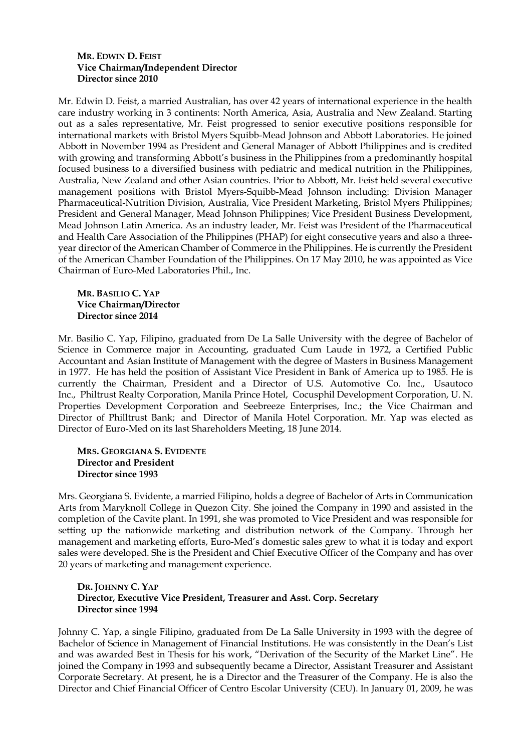**MR. EDWIN D. FEIST**
**Vice Chairman/Independent Director**
**Director since 2010**

Mr. Edwin D. Feist, a married Australian, has over 42 years of international experience in the health care industry working in 3 continents: North America, Asia, Australia and New Zealand. Starting out as a sales representative, Mr. Feist progressed to senior executive positions responsible for international markets with Bristol Myers Squibb-Mead Johnson and Abbott Laboratories. He joined Abbott in November 1994 as President and General Manager of Abbott Philippines and is credited with growing and transforming Abbott's business in the Philippines from a predominantly hospital focused business to a diversified business with pediatric and medical nutrition in the Philippines, Australia, New Zealand and other Asian countries. Prior to Abbott, Mr. Feist held several executive management positions with Bristol Myers-Squibb-Mead Johnson including: Division Manager Pharmaceutical-Nutrition Division, Australia, Vice President Marketing, Bristol Myers Philippines; President and General Manager, Mead Johnson Philippines; Vice President Business Development, Mead Johnson Latin America. As an industry leader, Mr. Feist was President of the Pharmaceutical and Health Care Association of the Philippines (PHAP) for eight consecutive years and also a three-year director of the American Chamber of Commerce in the Philippines. He is currently the President of the American Chamber Foundation of the Philippines. On 17 May 2010, he was appointed as Vice Chairman of Euro-Med Laboratories Phil., Inc.

**MR. BASILIO C. YAP**
**Vice Chairman/Director**
**Director since 2014**

Mr. Basilio C. Yap, Filipino, graduated from De La Salle University with the degree of Bachelor of Science in Commerce major in Accounting, graduated Cum Laude in 1972, a Certified Public Accountant and Asian Institute of Management with the degree of Masters in Business Management in 1977. He has held the position of Assistant Vice President in Bank of America up to 1985. He is currently the Chairman, President and a Director of U.S. Automotive Co. Inc., Usautoco Inc., Philtrust Realty Corporation, Manila Prince Hotel, Cocusphil Development Corporation, U. N. Properties Development Corporation and Seebreeze Enterprises, Inc.; the Vice Chairman and Director of Philltrust Bank; and Director of Manila Hotel Corporation. Mr. Yap was elected as Director of Euro-Med on its last Shareholders Meeting, 18 June 2014.

**MRS. GEORGIANA S. EVIDENTE**
**Director and President**
**Director since 1993**

Mrs. Georgiana S. Evidente, a married Filipino, holds a degree of Bachelor of Arts in Communication Arts from Maryknoll College in Quezon City. She joined the Company in 1990 and assisted in the completion of the Cavite plant. In 1991, she was promoted to Vice President and was responsible for setting up the nationwide marketing and distribution network of the Company. Through her management and marketing efforts, Euro-Med's domestic sales grew to what it is today and export sales were developed. She is the President and Chief Executive Officer of the Company and has over 20 years of marketing and management experience.

**DR. JOHNNY C. YAP**
**Director, Executive Vice President, Treasurer and Asst. Corp. Secretary**
**Director since 1994**

Johnny C. Yap, a single Filipino, graduated from De La Salle University in 1993 with the degree of Bachelor of Science in Management of Financial Institutions. He was consistently in the Dean's List and was awarded Best in Thesis for his work, "Derivation of the Security of the Market Line". He joined the Company in 1993 and subsequently became a Director, Assistant Treasurer and Assistant Corporate Secretary. At present, he is a Director and the Treasurer of the Company. He is also the Director and Chief Financial Officer of Centro Escolar University (CEU). In January 01, 2009, he was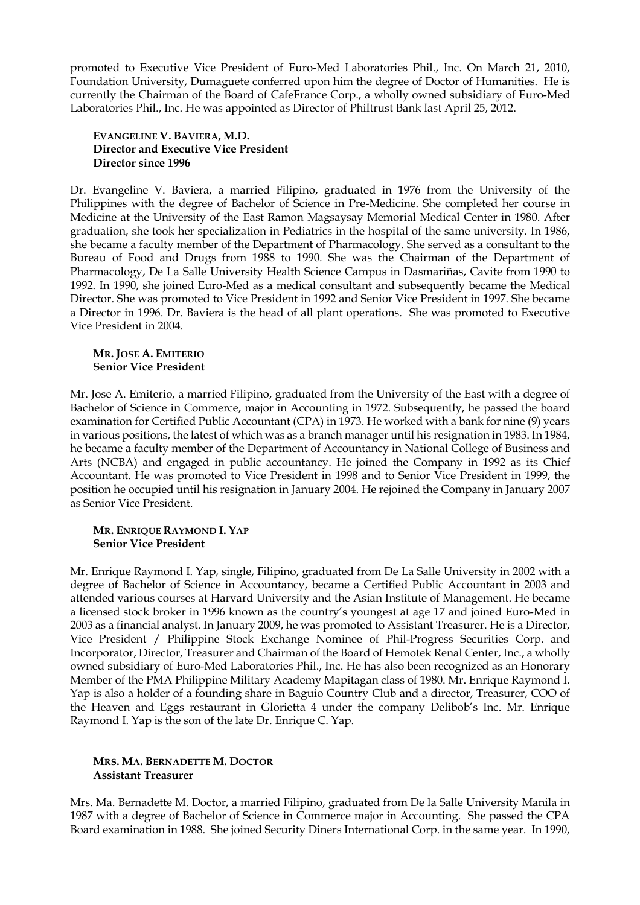promoted to Executive Vice President of Euro-Med Laboratories Phil., Inc. On March 21, 2010, Foundation University, Dumaguete conferred upon him the degree of Doctor of Humanities. He is currently the Chairman of the Board of CafeFrance Corp., a wholly owned subsidiary of Euro-Med Laboratories Phil., Inc. He was appointed as Director of Philtrust Bank last April 25, 2012.

**EVANGELINE V. BAVIERA, M.D.**
**Director and Executive Vice President**
**Director since 1996**

Dr. Evangeline V. Baviera, a married Filipino, graduated in 1976 from the University of the Philippines with the degree of Bachelor of Science in Pre-Medicine. She completed her course in Medicine at the University of the East Ramon Magsaysay Memorial Medical Center in 1980. After graduation, she took her specialization in Pediatrics in the hospital of the same university. In 1986, she became a faculty member of the Department of Pharmacology. She served as a consultant to the Bureau of Food and Drugs from 1988 to 1990. She was the Chairman of the Department of Pharmacology, De La Salle University Health Science Campus in Dasmariñas, Cavite from 1990 to 1992. In 1990, she joined Euro-Med as a medical consultant and subsequently became the Medical Director. She was promoted to Vice President in 1992 and Senior Vice President in 1997. She became a Director in 1996. Dr. Baviera is the head of all plant operations. She was promoted to Executive Vice President in 2004.

**MR. JOSE A. EMITERIO**
**Senior Vice President**

Mr. Jose A. Emiterio, a married Filipino, graduated from the University of the East with a degree of Bachelor of Science in Commerce, major in Accounting in 1972. Subsequently, he passed the board examination for Certified Public Accountant (CPA) in 1973. He worked with a bank for nine (9) years in various positions, the latest of which was as a branch manager until his resignation in 1983. In 1984, he became a faculty member of the Department of Accountancy in National College of Business and Arts (NCBA) and engaged in public accountancy. He joined the Company in 1992 as its Chief Accountant. He was promoted to Vice President in 1998 and to Senior Vice President in 1999, the position he occupied until his resignation in January 2004. He rejoined the Company in January 2007 as Senior Vice President.

**MR. ENRIQUE RAYMOND I. YAP**
**Senior Vice President**

Mr. Enrique Raymond I. Yap, single, Filipino, graduated from De La Salle University in 2002 with a degree of Bachelor of Science in Accountancy, became a Certified Public Accountant in 2003 and attended various courses at Harvard University and the Asian Institute of Management. He became a licensed stock broker in 1996 known as the country's youngest at age 17 and joined Euro-Med in 2003 as a financial analyst. In January 2009, he was promoted to Assistant Treasurer. He is a Director, Vice President / Philippine Stock Exchange Nominee of Phil-Progress Securities Corp. and Incorporator, Director, Treasurer and Chairman of the Board of Hemotek Renal Center, Inc., a wholly owned subsidiary of Euro-Med Laboratories Phil., Inc. He has also been recognized as an Honorary Member of the PMA Philippine Military Academy Mapitagan class of 1980. Mr. Enrique Raymond I. Yap is also a holder of a founding share in Baguio Country Club and a director, Treasurer, COO of the Heaven and Eggs restaurant in Glorietta 4 under the company Delibob's Inc. Mr. Enrique Raymond I. Yap is the son of the late Dr. Enrique C. Yap.

**MRS. MA. BERNADETTE M. DOCTOR**
**Assistant Treasurer**

Mrs. Ma. Bernadette M. Doctor, a married Filipino, graduated from De la Salle University Manila in 1987 with a degree of Bachelor of Science in Commerce major in Accounting. She passed the CPA Board examination in 1988. She joined Security Diners International Corp. in the same year. In 1990,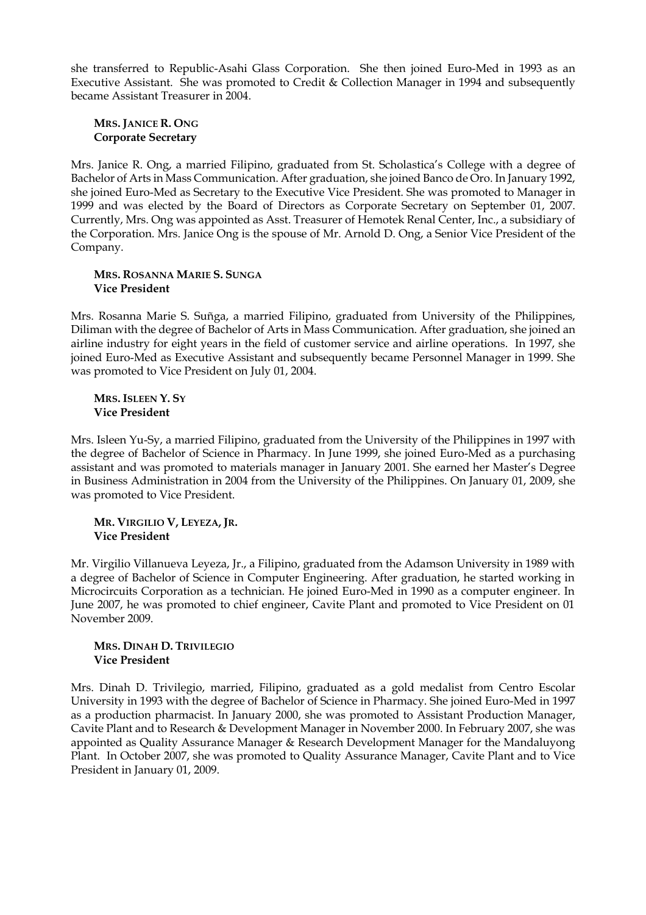she transferred to Republic-Asahi Glass Corporation. She then joined Euro-Med in 1993 as an Executive Assistant. She was promoted to Credit & Collection Manager in 1994 and subsequently became Assistant Treasurer in 2004.

**MRS. JANICE R. ONG**
**Corporate Secretary**

Mrs. Janice R. Ong, a married Filipino, graduated from St. Scholastica's College with a degree of Bachelor of Arts in Mass Communication. After graduation, she joined Banco de Oro. In January 1992, she joined Euro-Med as Secretary to the Executive Vice President. She was promoted to Manager in 1999 and was elected by the Board of Directors as Corporate Secretary on September 01, 2007. Currently, Mrs. Ong was appointed as Asst. Treasurer of Hemotek Renal Center, Inc., a subsidiary of the Corporation. Mrs. Janice Ong is the spouse of Mr. Arnold D. Ong, a Senior Vice President of the Company.

**MRS. ROSANNA MARIE S. SUNGA**
**Vice President**

Mrs. Rosanna Marie S. Suñga, a married Filipino, graduated from University of the Philippines, Diliman with the degree of Bachelor of Arts in Mass Communication. After graduation, she joined an airline industry for eight years in the field of customer service and airline operations. In 1997, she joined Euro-Med as Executive Assistant and subsequently became Personnel Manager in 1999. She was promoted to Vice President on July 01, 2004.

**MRS. ISLEEN Y. SY**
**Vice President**

Mrs. Isleen Yu-Sy, a married Filipino, graduated from the University of the Philippines in 1997 with the degree of Bachelor of Science in Pharmacy. In June 1999, she joined Euro-Med as a purchasing assistant and was promoted to materials manager in January 2001. She earned her Master's Degree in Business Administration in 2004 from the University of the Philippines. On January 01, 2009, she was promoted to Vice President.

**MR. VIRGILIO V, LEYEZA, JR.**
**Vice President**

Mr. Virgilio Villanueva Leyeza, Jr., a Filipino, graduated from the Adamson University in 1989 with a degree of Bachelor of Science in Computer Engineering. After graduation, he started working in Microcircuits Corporation as a technician. He joined Euro-Med in 1990 as a computer engineer. In June 2007, he was promoted to chief engineer, Cavite Plant and promoted to Vice President on 01 November 2009.

**MRS. DINAH D. TRIVILEGIO**
**Vice President**

Mrs. Dinah D. Trivilegio, married, Filipino, graduated as a gold medalist from Centro Escolar University in 1993 with the degree of Bachelor of Science in Pharmacy. She joined Euro-Med in 1997 as a production pharmacist. In January 2000, she was promoted to Assistant Production Manager, Cavite Plant and to Research & Development Manager in November 2000. In February 2007, she was appointed as Quality Assurance Manager & Research Development Manager for the Mandaluyong Plant. In October 2007, she was promoted to Quality Assurance Manager, Cavite Plant and to Vice President in January 01, 2009.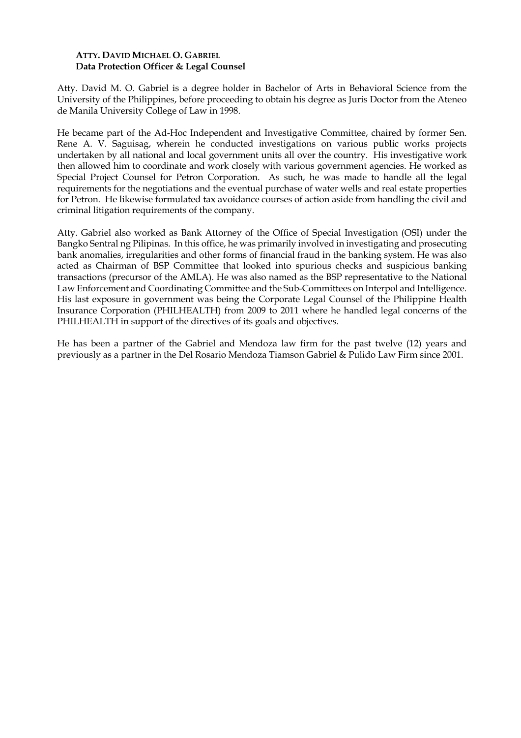**ATTY. DAVID MICHAEL O. GABRIEL**
**Data Protection Officer & Legal Counsel**

Atty. David M. O. Gabriel is a degree holder in Bachelor of Arts in Behavioral Science from the University of the Philippines, before proceeding to obtain his degree as Juris Doctor from the Ateneo de Manila University College of Law in 1998.

He became part of the Ad-Hoc Independent and Investigative Committee, chaired by former Sen. Rene A. V. Saguisag, wherein he conducted investigations on various public works projects undertaken by all national and local government units all over the country. His investigative work then allowed him to coordinate and work closely with various government agencies. He worked as Special Project Counsel for Petron Corporation. As such, he was made to handle all the legal requirements for the negotiations and the eventual purchase of water wells and real estate properties for Petron. He likewise formulated tax avoidance courses of action aside from handling the civil and criminal litigation requirements of the company.

Atty. Gabriel also worked as Bank Attorney of the Office of Special Investigation (OSI) under the Bangko Sentral ng Pilipinas. In this office, he was primarily involved in investigating and prosecuting bank anomalies, irregularities and other forms of financial fraud in the banking system. He was also acted as Chairman of BSP Committee that looked into spurious checks and suspicious banking transactions (precursor of the AMLA). He was also named as the BSP representative to the National Law Enforcement and Coordinating Committee and the Sub-Committees on Interpol and Intelligence. His last exposure in government was being the Corporate Legal Counsel of the Philippine Health Insurance Corporation (PHILHEALTH) from 2009 to 2011 where he handled legal concerns of the PHILHEALTH in support of the directives of its goals and objectives.

He has been a partner of the Gabriel and Mendoza law firm for the past twelve (12) years and previously as a partner in the Del Rosario Mendoza Tiamson Gabriel & Pulido Law Firm since 2001.